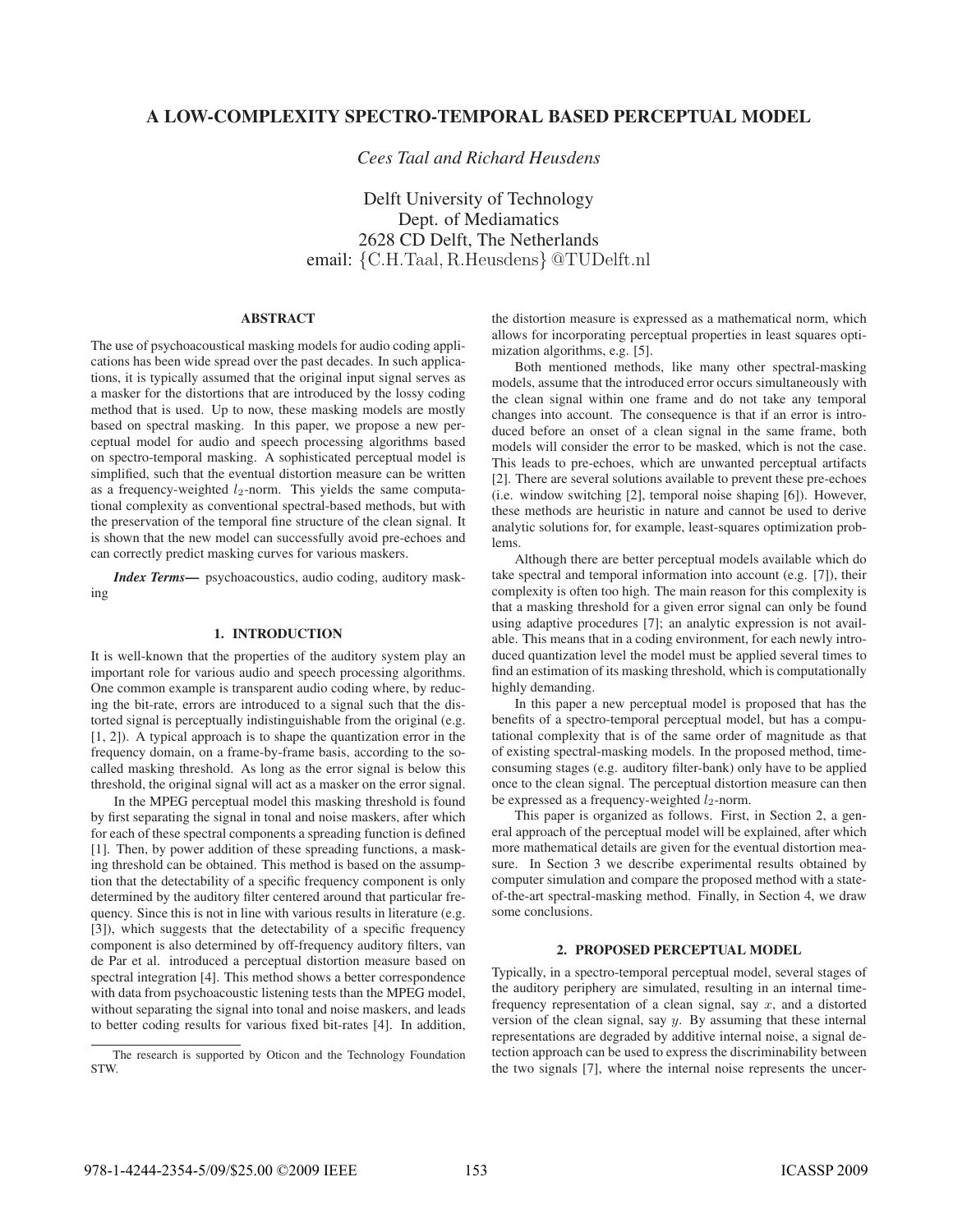# A LOW-COMPLEXITY SPECTRO-TEMPORAL BASED PERCEPTUAL MODEL

*Cees Taal and Richard Heusdens*

Delft University of Technology
Dept. of Mediamatics
2628 CD Delft, The Netherlands
email: {C.H.Taal, R.Heusdens}@TUDelft.nl

## ABSTRACT

The use of psychoacoustical masking models for audio coding applications has been wide spread over the past decades. In such applications, it is typically assumed that the original input signal serves as a masker for the distortions that are introduced by the lossy coding method that is used. Up to now, these masking models are mostly based on spectral masking. In this paper, we propose a new perceptual model for audio and speech processing algorithms based on spectro-temporal masking. A sophisticated perceptual model is simplified, such that the eventual distortion measure can be written as a frequency-weighted $l_2$-norm. This yields the same computational complexity as conventional spectral-based methods, but with the preservation of the temporal fine structure of the clean signal. It is shown that the new model can successfully avoid pre-echoes and can correctly predict masking curves for various maskers.

***Index Terms***— psychoacoustics, audio coding, auditory masking

## 1. INTRODUCTION

It is well-known that the properties of the auditory system play an important role for various audio and speech processing algorithms. One common example is transparent audio coding where, by reducing the bit-rate, errors are introduced to a signal such that the distorted signal is perceptually indistinguishable from the original (e.g. [1, 2]). A typical approach is to shape the quantization error in the frequency domain, on a frame-by-frame basis, according to the so-called masking threshold. As long as the error signal is below this threshold, the original signal will act as a masker on the error signal.

In the MPEG perceptual model this masking threshold is found by first separating the signal in tonal and noise maskers, after which for each of these spectral components a spreading function is defined [1]. Then, by power addition of these spreading functions, a masking threshold can be obtained. This method is based on the assumption that the detectability of a specific frequency component is only determined by the auditory filter centered around that particular frequency. Since this is not in line with various results in literature (e.g. [3]), which suggests that the detectability of a specific frequency component is also determined by off-frequency auditory filters, van de Par et al. introduced a perceptual distortion measure based on spectral integration [4]. This method shows a better correspondence with data from psychoacoustic listening tests than the MPEG model, without separating the signal into tonal and noise maskers, and leads to better coding results for various fixed bit-rates [4]. In addition, the distortion measure is expressed as a mathematical norm, which allows for incorporating perceptual properties in least squares optimization algorithms, e.g. [5].

Both mentioned methods, like many other spectral-masking models, assume that the introduced error occurs simultaneously with the clean signal within one frame and do not take any temporal changes into account. The consequence is that if an error is introduced before an onset of a clean signal in the same frame, both models will consider the error to be masked, which is not the case. This leads to pre-echoes, which are unwanted perceptual artifacts [2]. There are several solutions available to prevent these pre-echoes (i.e. window switching [2], temporal noise shaping [6]). However, these methods are heuristic in nature and cannot be used to derive analytic solutions for, for example, least-squares optimization problems.

Although there are better perceptual models available which do take spectral and temporal information into account (e.g. [7]), their complexity is often too high. The main reason for this complexity is that a masking threshold for a given error signal can only be found using adaptive procedures [7]; an analytic expression is not available. This means that in a coding environment, for each newly introduced quantization level the model must be applied several times to find an estimation of its masking threshold, which is computationally highly demanding.

In this paper a new perceptual model is proposed that has the benefits of a spectro-temporal perceptual model, but has a computational complexity that is of the same order of magnitude as that of existing spectral-masking models. In the proposed method, time-consuming stages (e.g. auditory filter-bank) only have to be applied once to the clean signal. The perceptual distortion measure can then be expressed as a frequency-weighted $l_2$-norm.

This paper is organized as follows. First, in Section 2, a general approach of the perceptual model will be explained, after which more mathematical details are given for the eventual distortion measure. In Section 3 we describe experimental results obtained by computer simulation and compare the proposed method with a state-of-the-art spectral-masking method. Finally, in Section 4, we draw some conclusions.

## 2. PROPOSED PERCEPTUAL MODEL

Typically, in a spectro-temporal perceptual model, several stages of the auditory periphery are simulated, resulting in an internal time-frequency representation of a clean signal, say $x$, and a distorted version of the clean signal, say $y$. By assuming that these internal representations are degraded by additive internal noise, a signal detection approach can be used to express the discriminability between the two signals [7], where the internal noise represents the uncer-

The research is supported by Oticon and the Technology Foundation STW.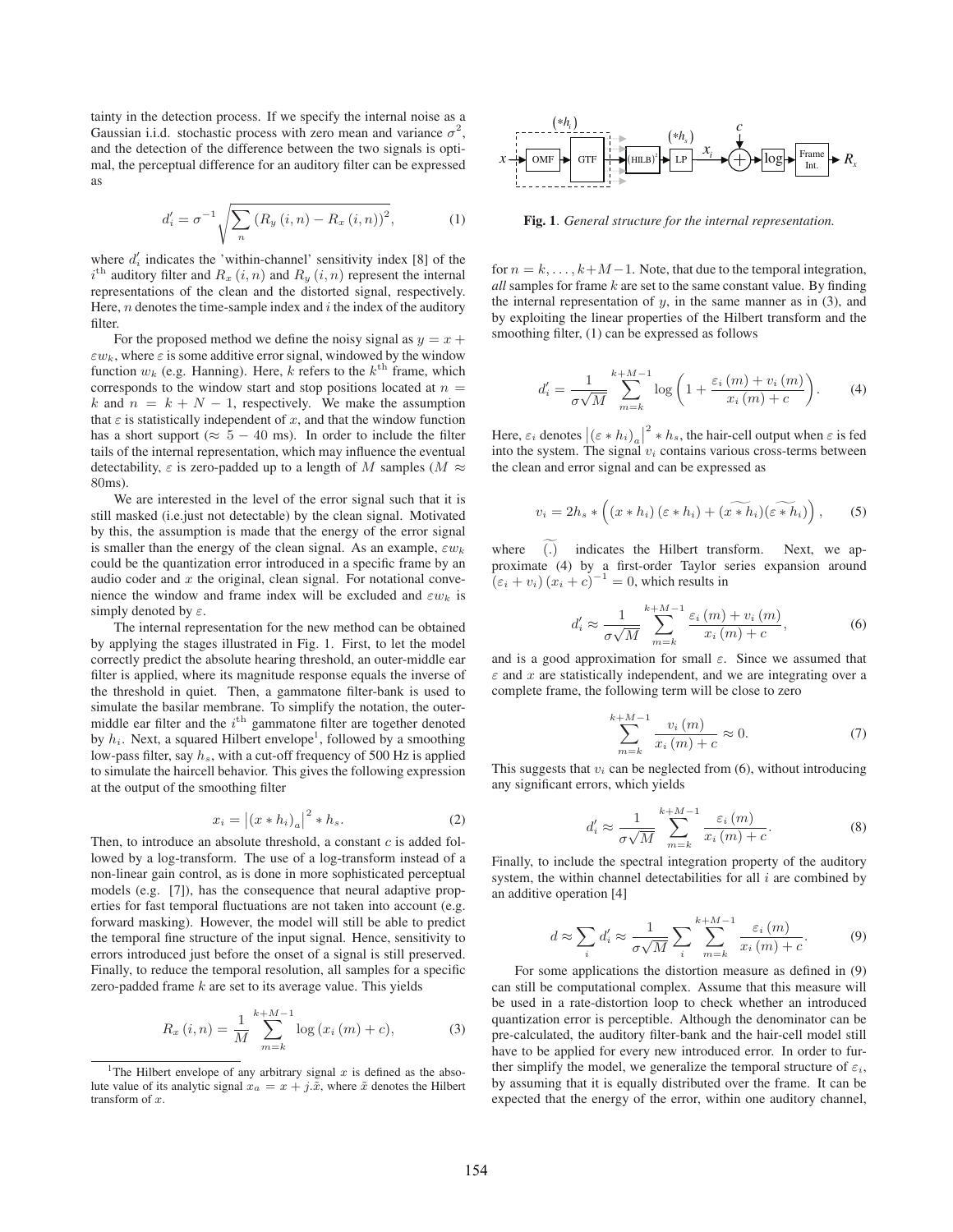tainty in the detection process. If we specify the internal noise as a Gaussian i.i.d. stochastic process with zero mean and variance $\sigma^2$, and the detection of the difference between the two signals is optimal, the perceptual difference for an auditory filter can be expressed as

$$d'_i = \sigma^{-1}\sqrt{\sum_n \left(R_y\left(i,n\right) - R_x\left(i,n\right)\right)^2}, \tag{1}$$

where $d'_i$ indicates the 'within-channel' sensitivity index [8] of the $i^{\text{th}}$ auditory filter and $R_x(i,n)$ and $R_y(i,n)$ represent the internal representations of the clean and the distorted signal, respectively. Here, $n$ denotes the time-sample index and $i$ the index of the auditory filter.

For the proposed method we define the noisy signal as $y = x + \varepsilon w_k$, where $\varepsilon$ is some additive error signal, windowed by the window function $w_k$ (e.g. Hanning). Here, $k$ refers to the $k^{\text{th}}$ frame, which corresponds to the window start and stop positions located at $n = k$ and $n = k + N - 1$, respectively. We make the assumption that $\varepsilon$ is statistically independent of $x$, and that the window function has a short support ($\approx 5 - 40$ ms). In order to include the filter tails of the internal representation, which may influence the eventual detectability, $\varepsilon$ is zero-padded up to a length of $M$ samples ($M \approx$ 80ms).

We are interested in the level of the error signal such that it is still masked (i.e.just not detectable) by the clean signal. Motivated by this, the assumption is made that the energy of the error signal is smaller than the energy of the clean signal. As an example, $\varepsilon w_k$ could be the quantization error introduced in a specific frame by an audio coder and $x$ the original, clean signal. For notational convenience the window and frame index will be excluded and $\varepsilon w_k$ is simply denoted by $\varepsilon$.

The internal representation for the new method can be obtained by applying the stages illustrated in Fig. 1. First, to let the model correctly predict the absolute hearing threshold, an outer-middle ear filter is applied, where its magnitude response equals the inverse of the threshold in quiet. Then, a gammatone filter-bank is used to simulate the basilar membrane. To simplify the notation, the outer-middle ear filter and the $i^{\text{th}}$ gammatone filter are together denoted by $h_i$. Next, a squared Hilbert envelope[1], followed by a smoothing low-pass filter, say $h_s$, with a cut-off frequency of 500 Hz is applied to simulate the haircell behavior. This gives the following expression at the output of the smoothing filter

$$x_i = \left|\left(x * h_i\right)_a\right|^2 * h_s. \tag{2}$$

Then, to introduce an absolute threshold, a constant $c$ is added followed by a log-transform. The use of a log-transform instead of a non-linear gain control, as is done in more sophisticated perceptual models (e.g. [7]), has the consequence that neural adaptive properties for fast temporal fluctuations are not taken into account (e.g. forward masking). However, the model will still be able to predict the temporal fine structure of the input signal. Hence, sensitivity to errors introduced just before the onset of a signal is still preserved. Finally, to reduce the temporal resolution, all samples for a specific zero-padded frame $k$ are set to its average value. This yields

$$R_x\left(i,n\right) = \frac{1}{M}\sum_{m=k}^{k+M-1} \log\left(x_i\left(m\right) + c\right), \tag{3}$$

[1] The Hilbert envelope of any arbitrary signal $x$ is defined as the absolute value of its analytic signal $x_a = x + j.\tilde{x}$, where $\tilde{x}$ denotes the Hilbert transform of $x$.

**Fig. 1**. *General structure for the internal representation.*

for $n = k, \ldots, k+M-1$. Note, that due to the temporal integration, *all* samples for frame $k$ are set to the same constant value. By finding the internal representation of $y$, in the same manner as in (3), and by exploiting the linear properties of the Hilbert transform and the smoothing filter, (1) can be expressed as follows

$$d'_i = \frac{1}{\sigma\sqrt{M}}\sum_{m=k}^{k+M-1} \log\left(1 + \frac{\varepsilon_i\left(m\right) + v_i\left(m\right)}{x_i\left(m\right) + c}\right). \tag{4}$$

Here, $\varepsilon_i$ denotes $\left|\left(\varepsilon * h_i\right)_a\right|^2 * h_s$, the hair-cell output when $\varepsilon$ is fed into the system. The signal $v_i$ contains various cross-terms between the clean and error signal and can be expressed as

$$v_i = 2h_s * \left(\left(x * h_i\right)\left(\varepsilon * h_i\right) + \left(\widetilde{x * h_i}\right)\left(\widetilde{\varepsilon * h_i}\right)\right), \tag{5}$$

where $\widetilde{(.)}$ indicates the Hilbert transform. Next, we approximate (4) by a first-order Taylor series expansion around $\left(\varepsilon_i + v_i\right)\left(x_i + c\right)^{-1} = 0$, which results in

$$d'_i \approx \frac{1}{\sigma\sqrt{M}}\sum_{m=k}^{k+M-1} \frac{\varepsilon_i\left(m\right) + v_i\left(m\right)}{x_i\left(m\right) + c}, \tag{6}$$

and is a good approximation for small $\varepsilon$. Since we assumed that $\varepsilon$ and $x$ are statistically independent, and we are integrating over a complete frame, the following term will be close to zero

$$\sum_{m=k}^{k+M-1} \frac{v_i\left(m\right)}{x_i\left(m\right) + c} \approx 0. \tag{7}$$

This suggests that $v_i$ can be neglected from (6), without introducing any significant errors, which yields

$$d'_i \approx \frac{1}{\sigma\sqrt{M}}\sum_{m=k}^{k+M-1} \frac{\varepsilon_i\left(m\right)}{x_i\left(m\right) + c}. \tag{8}$$

Finally, to include the spectral integration property of the auditory system, the within channel detectabilities for all $i$ are combined by an additive operation [4]

$$d \approx \sum_i d'_i \approx \frac{1}{\sigma\sqrt{M}}\sum_i\sum_{m=k}^{k+M-1} \frac{\varepsilon_i\left(m\right)}{x_i\left(m\right) + c}. \tag{9}$$

For some applications the distortion measure as defined in (9) can still be computational complex. Assume that this measure will be used in a rate-distortion loop to check whether an introduced quantization error is perceptible. Although the denominator can be pre-calculated, the auditory filter-bank and the hair-cell model still have to be applied for every new introduced error. In order to further simplify the model, we generalize the temporal structure of $\varepsilon_i$, by assuming that it is equally distributed over the frame. It can be expected that the energy of the error, within one auditory channel,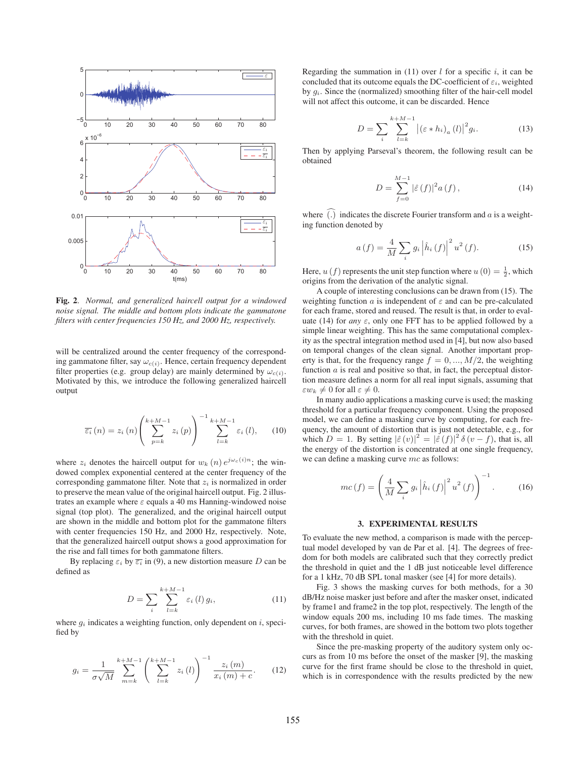**Fig. 2**. *Normal, and generalized haircell output for a windowed noise signal. The middle and bottom plots indicate the gammatone filters with center frequencies 150 Hz, and 2000 Hz, respectively.*

will be centralized around the center frequency of the corresponding gammatone filter, say $\omega_{c(i)}$. Hence, certain frequency dependent filter properties (e.g. group delay) are mainly determined by $\omega_{c(i)}$. Motivated by this, we introduce the following generalized haircell output

$$\overline{\varepsilon_i}(n) = z_i(n) \left( \sum_{p=k}^{k+M-1} z_i(p) \right)^{-1} \sum_{l=k}^{k+M-1} \varepsilon_i(l), \tag{10}$$

where $z_i$ denotes the haircell output for $w_k(n) e^{j\omega_{c(i)}n}$; the windowed complex exponential centered at the center frequency of the corresponding gammatone filter. Note that $z_i$ is normalized in order to preserve the mean value of the original haircell output. Fig. 2 illustrates an example where $\varepsilon$ equals a 40 ms Hanning-windowed noise signal (top plot). The generalized, and the original haircell output are shown in the middle and bottom plot for the gammatone filters with center frequencies 150 Hz, and 2000 Hz, respectively. Note, that the generalized haircell output shows a good approximation for the rise and fall times for both gammatone filters.

By replacing $\varepsilon_i$ by $\overline{\varepsilon_i}$ in (9), a new distortion measure $D$ can be defined as

$$D = \sum_i \sum_{l=k}^{k+M-1} \varepsilon_i(l)\, g_i, \tag{11}$$

where $g_i$ indicates a weighting function, only dependent on $i$, specified by

$$g_i = \frac{1}{\sigma\sqrt{M}} \sum_{m=k}^{k+M-1} \left( \sum_{l=k}^{k+M-1} z_i(l) \right)^{-1} \frac{z_i(m)}{x_i(m) + c}. \tag{12}$$

Regarding the summation in (11) over $l$ for a specific $i$, it can be concluded that its outcome equals the DC-coefficient of $\varepsilon_i$, weighted by $g_i$. Since the (normalized) smoothing filter of the hair-cell model will not affect this outcome, it can be discarded. Hence

$$D = \sum_i \sum_{l=k}^{k+M-1} \left| (\varepsilon * h_i)_a (l) \right|^2 g_i. \tag{13}$$

Then by applying Parseval's theorem, the following result can be obtained

$$D = \sum_{f=0}^{M-1} |\hat{\varepsilon}(f)|^2 a(f), \tag{14}$$

where $\widehat{(.)}$ indicates the discrete Fourier transform and $a$ is a weighting function denoted by

$$a(f) = \frac{4}{M} \sum_i g_i \left| \hat{h}_i(f) \right|^2 u^2(f). \tag{15}$$

Here, $u(f)$ represents the unit step function where $u(0) = \frac{1}{2}$, which origins from the derivation of the analytic signal.

A couple of interesting conclusions can be drawn from (15). The weighting function $a$ is independent of $\varepsilon$ and can be pre-calculated for each frame, stored and reused. The result is that, in order to evaluate (14) for *any* $\varepsilon$, only one FFT has to be applied followed by a simple linear weighting. This has the same computational complexity as the spectral integration method used in [4], but now also based on temporal changes of the clean signal. Another important property is that, for the frequency range $f = 0, ..., M/2$, the weighting function $a$ is real and positive so that, in fact, the perceptual distortion measure defines a norm for all real input signals, assuming that $\varepsilon w_k \neq 0$ for all $\varepsilon \neq 0$.

In many audio applications a masking curve is used; the masking threshold for a particular frequency component. Using the proposed model, we can define a masking curve by computing, for each frequency, the amount of distortion that is just not detectable, e.g., for which $D = 1$. By setting $|\hat{\varepsilon}(v)|^2 = |\hat{\varepsilon}(f)|^2 \delta(v - f)$, that is, all the energy of the distortion is concentrated at one single frequency, we can define a masking curve $mc$ as follows:

$$mc(f) = \left( \frac{4}{M} \sum_i g_i \left| \hat{h}_i(f) \right|^2 u^2(f) \right)^{-1}. \tag{16}$$

## 3. EXPERIMENTAL RESULTS

To evaluate the new method, a comparison is made with the perceptual model developed by van de Par et al. [4]. The degrees of freedom for both models are calibrated such that they correctly predict the threshold in quiet and the 1 dB just noticeable level difference for a 1 kHz, 70 dB SPL tonal masker (see [4] for more details).

Fig. 3 shows the masking curves for both methods, for a 30 dB/Hz noise masker just before and after the masker onset, indicated by frame1 and frame2 in the top plot, respectively. The length of the window equals 200 ms, including 10 ms fade times. The masking curves, for both frames, are showed in the bottom two plots together with the threshold in quiet.

Since the pre-masking property of the auditory system only occurs as from 10 ms before the onset of the masker [9], the masking curve for the first frame should be close to the threshold in quiet, which is in correspondence with the results predicted by the new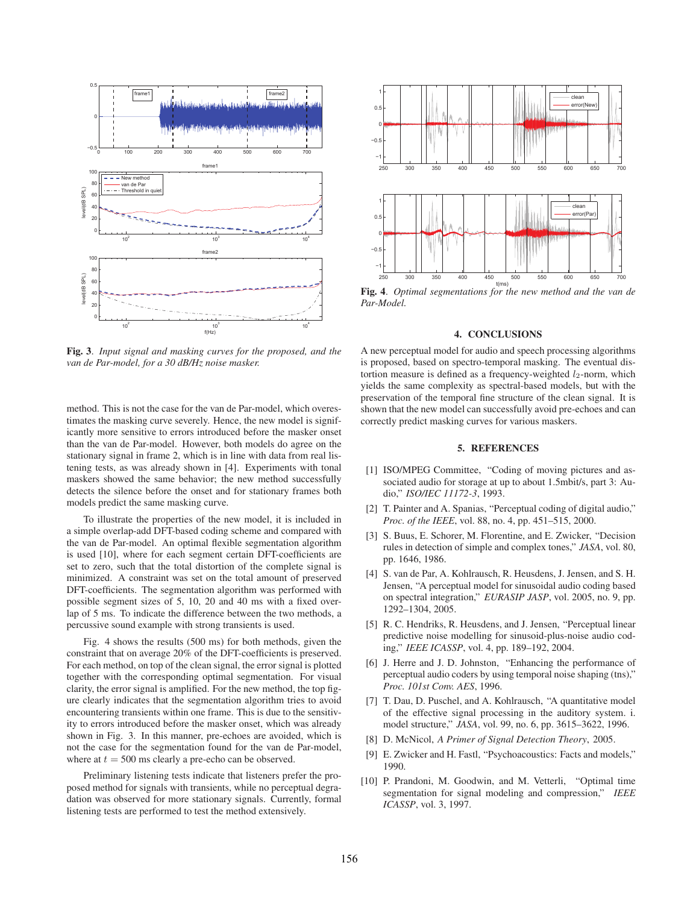frame1

frame2

0.5

0

−0.5

0 100 200 300 400 500 600 700

frame1

100
80
60
40
20
0

level(dB SPL)

New method
van de Par
Threshold in quiet

$10^2$ $10^3$ $10^4$

frame2

100
80
60
40
20
0

level(dB SPL)

$10^2$ $10^3$ $10^4$

f(Hz)

**Fig. 3**. *Input signal and masking curves for the proposed, and the van de Par-model, for a 30 dB/Hz noise masker.*

method. This is not the case for the van de Par-model, which overestimates the masking curve severely. Hence, the new model is significantly more sensitive to errors introduced before the masker onset than the van de Par-model. However, both models do agree on the stationary signal in frame 2, which is in line with data from real listening tests, as was already shown in [4]. Experiments with tonal maskers showed the same behavior; the new method successfully detects the silence before the onset and for stationary frames both models predict the same masking curve.

To illustrate the properties of the new model, it is included in a simple overlap-add DFT-based coding scheme and compared with the van de Par-model. An optimal flexible segmentation algorithm is used [10], where for each segment certain DFT-coefficients are set to zero, such that the total distortion of the complete signal is minimized. A constraint was set on the total amount of preserved DFT-coefficients. The segmentation algorithm was performed with possible segment sizes of 5, 10, 20 and 40 ms with a fixed overlap of 5 ms. To indicate the difference between the two methods, a percussive sound example with strong transients is used.

Fig. 4 shows the results (500 ms) for both methods, given the constraint that on average 20% of the DFT-coefficients is preserved. For each method, on top of the clean signal, the error signal is plotted together with the corresponding optimal segmentation. For visual clarity, the error signal is amplified. For the new method, the top figure clearly indicates that the segmentation algorithm tries to avoid encountering transients within one frame. This is due to the sensitivity to errors introduced before the masker onset, which was already shown in Fig. 3. In this manner, pre-echoes are avoided, which is not the case for the segmentation found for the van de Par-model, where at $t = 500$ ms clearly a pre-echo can be observed.

Preliminary listening tests indicate that listeners prefer the proposed method for signals with transients, while no perceptual degradation was observed for more stationary signals. Currently, formal listening tests are performed to test the method extensively.

1
0.5
0
−0.5
−1

250 300 350 400 450 500 550 600 650 700

clean
error(New)

1
0.5
0
−0.5
−1

250 300 350 400 450 500 550 600 650 700

t(ms)

clean
error(Par)

**Fig. 4**. *Optimal segmentations for the new method and the van de Par-Model.*

## 4. CONCLUSIONS

A new perceptual model for audio and speech processing algorithms is proposed, based on spectro-temporal masking. The eventual distortion measure is defined as a frequency-weighted $l_2$-norm, which yields the same complexity as spectral-based models, but with the preservation of the temporal fine structure of the clean signal. It is shown that the new model can successfully avoid pre-echoes and can correctly predict masking curves for various maskers.

## 5. REFERENCES

[1] ISO/MPEG Committee, "Coding of moving pictures and associated audio for storage at up to about 1.5mbit/s, part 3: Audio," *ISO/IEC 11172-3*, 1993.

[2] T. Painter and A. Spanias, "Perceptual coding of digital audio," *Proc. of the IEEE*, vol. 88, no. 4, pp. 451–515, 2000.

[3] S. Buus, E. Schorer, M. Florentine, and E. Zwicker, "Decision rules in detection of simple and complex tones," *JASA*, vol. 80, pp. 1646, 1986.

[4] S. van de Par, A. Kohlrausch, R. Heusdens, J. Jensen, and S. H. Jensen, "A perceptual model for sinusoidal audio coding based on spectral integration," *EURASIP JASP*, vol. 2005, no. 9, pp. 1292–1304, 2005.

[5] R. C. Hendriks, R. Heusdens, and J. Jensen, "Perceptual linear predictive noise modelling for sinusoid-plus-noise audio coding," *IEEE ICASSP*, vol. 4, pp. 189–192, 2004.

[6] J. Herre and J. D. Johnston, "Enhancing the performance of perceptual audio coders by using temporal noise shaping (tns)," *Proc. 101st Conv. AES*, 1996.

[7] T. Dau, D. Puschel, and A. Kohlrausch, "A quantitative model of the effective signal processing in the auditory system. i. model structure," *JASA*, vol. 99, no. 6, pp. 3615–3622, 1996.

[8] D. McNicol, *A Primer of Signal Detection Theory*, 2005.

[9] E. Zwicker and H. Fastl, "Psychoacoustics: Facts and models," 1990.

[10] P. Prandoni, M. Goodwin, and M. Vetterli, "Optimal time segmentation for signal modeling and compression," *IEEE ICASSP*, vol. 3, 1997.